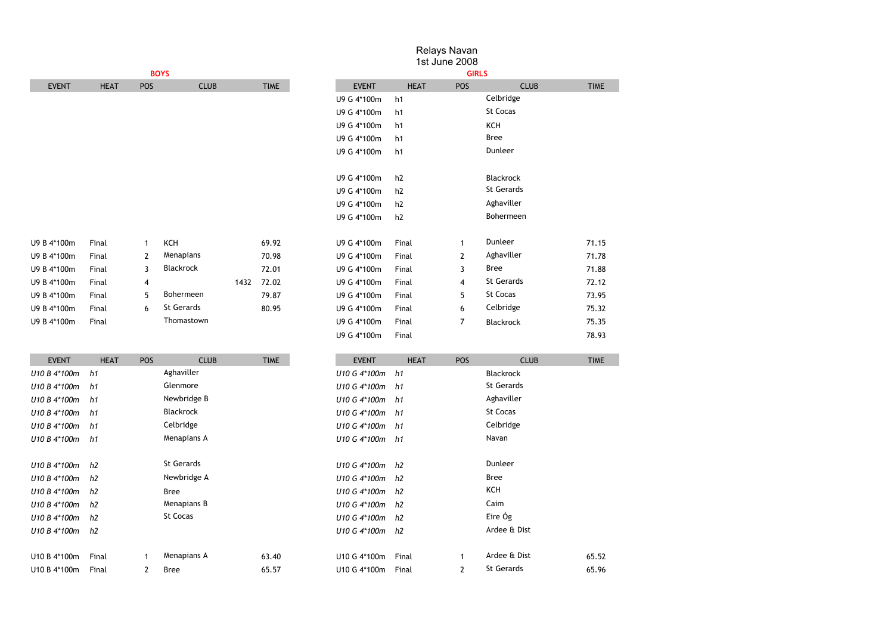# Relays Navan
## 1st June 2008

### BOYS

| EVENT | HEAT | POS | CLUB | TIME |
|---|---|---|---|---|
| U9 B 4*100m | Final | 1 | KCH | 69.92 |
| U9 B 4*100m | Final | 2 | Menapians | 70.98 |
| U9 B 4*100m | Final | 3 | Blackrock | 72.01 |
| U9 B 4*100m | Final | 4 | 1432 | 72.02 |
| U9 B 4*100m | Final | 5 | Bohermeen | 79.87 |
| U9 B 4*100m | Final | 6 | St Gerards | 80.95 |
| U9 B 4*100m | Final | | Thomastown | |

### GIRLS

| EVENT | HEAT | POS | CLUB | TIME |
|---|---|---|---|---|
| U9 G 4*100m | h1 | | Celbridge | |
| U9 G 4*100m | h1 | | St Cocas | |
| U9 G 4*100m | h1 | | KCH | |
| U9 G 4*100m | h1 | | Bree | |
| U9 G 4*100m | h1 | | Dunleer | |
| | | | | |
| U9 G 4*100m | h2 | | Blackrock | |
| U9 G 4*100m | h2 | | St Gerards | |
| U9 G 4*100m | h2 | | Aghaviller | |
| U9 G 4*100m | h2 | | Bohermeen | |
| | | | | |
| U9 G 4*100m | Final | 1 | Dunleer | 71.15 |
| U9 G 4*100m | Final | 2 | Aghaviller | 71.78 |
| U9 G 4*100m | Final | 3 | Bree | 71.88 |
| U9 G 4*100m | Final | 4 | St Gerards | 72.12 |
| U9 G 4*100m | Final | 5 | St Cocas | 73.95 |
| U9 G 4*100m | Final | 6 | Celbridge | 75.32 |
| U9 G 4*100m | Final | 7 | Blackrock | 75.35 |
| U9 G 4*100m | Final | | | 78.93 |

### BOYS

| EVENT | HEAT | POS | CLUB | TIME |
|---|---|---|---|---|
| *U10 B 4*100m* | *h1* | | Aghaviller | |
| *U10 B 4*100m* | *h1* | | Glenmore | |
| *U10 B 4*100m* | *h1* | | Newbridge B | |
| *U10 B 4*100m* | *h1* | | Blackrock | |
| *U10 B 4*100m* | *h1* | | Celbridge | |
| *U10 B 4*100m* | *h1* | | Menapians A | |
| | | | | |
| *U10 B 4*100m* | *h2* | | St Gerards | |
| *U10 B 4*100m* | *h2* | | Newbridge A | |
| *U10 B 4*100m* | *h2* | | Bree | |
| *U10 B 4*100m* | *h2* | | Menapians B | |
| *U10 B 4*100m* | *h2* | | St Cocas | |
| *U10 B 4*100m* | *h2* | | | |
| | | | | |
| U10 B 4*100m | Final | 1 | Menapians A | 63.40 |
| U10 B 4*100m | Final | 2 | Bree | 65.57 |

### GIRLS

| EVENT | HEAT | POS | CLUB | TIME |
|---|---|---|---|---|
| *U10 G 4*100m* | *h1* | | Blackrock | |
| *U10 G 4*100m* | *h1* | | St Gerards | |
| *U10 G 4*100m* | *h1* | | Aghaviller | |
| *U10 G 4*100m* | *h1* | | St Cocas | |
| *U10 G 4*100m* | *h1* | | Celbridge | |
| *U10 G 4*100m* | *h1* | | Navan | |
| | | | | |
| *U10 G 4*100m* | *h2* | | Dunleer | |
| *U10 G 4*100m* | *h2* | | Bree | |
| *U10 G 4*100m* | *h2* | | KCH | |
| *U10 G 4*100m* | *h2* | | Caim | |
| *U10 G 4*100m* | *h2* | | Eire Óg | |
| *U10 G 4*100m* | *h2* | | Ardee & Dist | |
| | | | | |
| U10 G 4*100m | Final | 1 | Ardee & Dist | 65.52 |
| U10 G 4*100m | Final | 2 | St Gerards | 65.96 |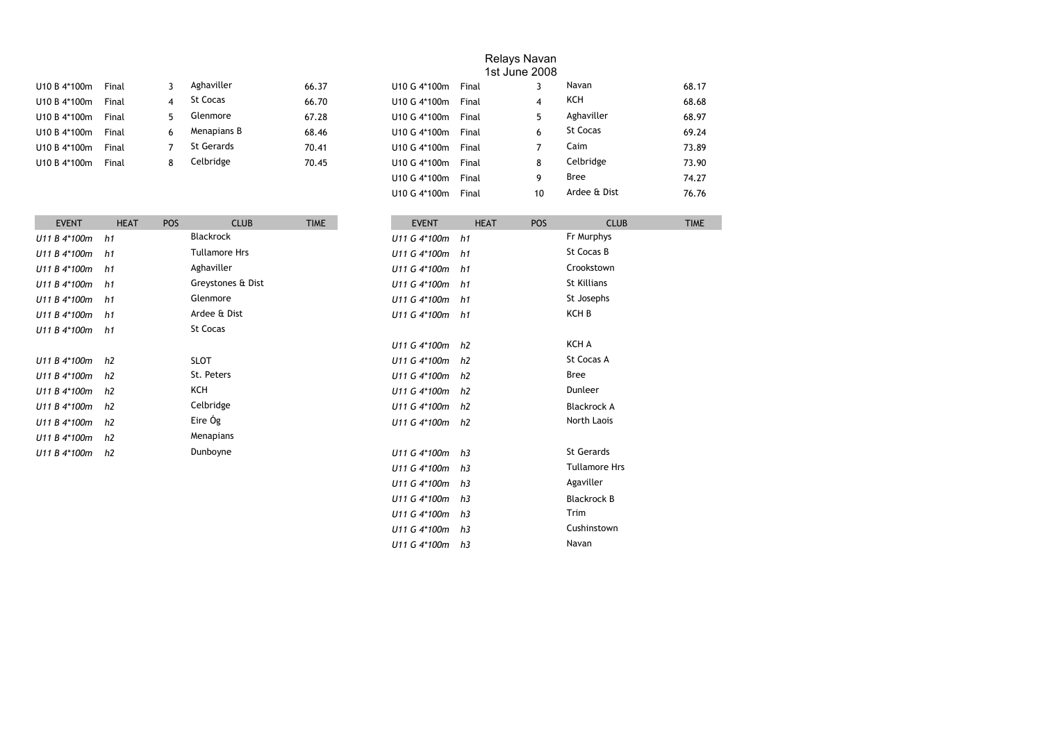# Relays Navan
## 1st June 2008

| | | | | |
|---|---|---|---|---|
| U10 B 4*100m | Final | 3 | Aghaviller | 66.37 |
| U10 B 4*100m | Final | 4 | St Cocas | 66.70 |
| U10 B 4*100m | Final | 5 | Glenmore | 67.28 |
| U10 B 4*100m | Final | 6 | Menapians B | 68.46 |
| U10 B 4*100m | Final | 7 | St Gerards | 70.41 |
| U10 B 4*100m | Final | 8 | Celbridge | 70.45 |

| | | | | |
|---|---|---|---|---|
| U10 G 4*100m | Final | 3 | Navan | 68.17 |
| U10 G 4*100m | Final | 4 | KCH | 68.68 |
| U10 G 4*100m | Final | 5 | Aghaviller | 68.97 |
| U10 G 4*100m | Final | 6 | St Cocas | 69.24 |
| U10 G 4*100m | Final | 7 | Caim | 73.89 |
| U10 G 4*100m | Final | 8 | Celbridge | 73.90 |
| U10 G 4*100m | Final | 9 | Bree | 74.27 |
| U10 G 4*100m | Final | 10 | Ardee & Dist | 76.76 |

| EVENT | HEAT | POS | CLUB | TIME |
|---|---|---|---|---|
| *U11 B 4*100m* | *h1* | | Blackrock | |
| *U11 B 4*100m* | *h1* | | Tullamore Hrs | |
| *U11 B 4*100m* | *h1* | | Aghaviller | |
| *U11 B 4*100m* | *h1* | | Greystones & Dist | |
| *U11 B 4*100m* | *h1* | | Glenmore | |
| *U11 B 4*100m* | *h1* | | Ardee & Dist | |
| *U11 B 4*100m* | *h1* | | St Cocas | |
| | | | | |
| *U11 B 4*100m* | *h2* | | SLOT | |
| *U11 B 4*100m* | *h2* | | St. Peters | |
| *U11 B 4*100m* | *h2* | | KCH | |
| *U11 B 4*100m* | *h2* | | Celbridge | |
| *U11 B 4*100m* | *h2* | | Eire Óg | |
| *U11 B 4*100m* | *h2* | | Menapians | |
| *U11 B 4*100m* | *h2* | | Dunboyne | |

| EVENT | HEAT | POS | CLUB | TIME |
|---|---|---|---|---|
| *U11 G 4*100m* | *h1* | | Fr Murphys | |
| *U11 G 4*100m* | *h1* | | St Cocas B | |
| *U11 G 4*100m* | *h1* | | Crookstown | |
| *U11 G 4*100m* | *h1* | | St Killians | |
| *U11 G 4*100m* | *h1* | | St Josephs | |
| *U11 G 4*100m* | *h1* | | KCH B | |
| | | | | |
| *U11 G 4*100m* | *h2* | | KCH A | |
| *U11 G 4*100m* | *h2* | | St Cocas A | |
| *U11 G 4*100m* | *h2* | | Bree | |
| *U11 G 4*100m* | *h2* | | Dunleer | |
| *U11 G 4*100m* | *h2* | | Blackrock A | |
| *U11 G 4*100m* | *h2* | | North Laois | |
| | | | | |
| *U11 G 4*100m* | *h3* | | St Gerards | |
| *U11 G 4*100m* | *h3* | | Tullamore Hrs | |
| *U11 G 4*100m* | *h3* | | Agaviller | |
| *U11 G 4*100m* | *h3* | | Blackrock B | |
| *U11 G 4*100m* | *h3* | | Trim | |
| *U11 G 4*100m* | *h3* | | Cushinstown | |
| *U11 G 4*100m* | *h3* | | Navan | |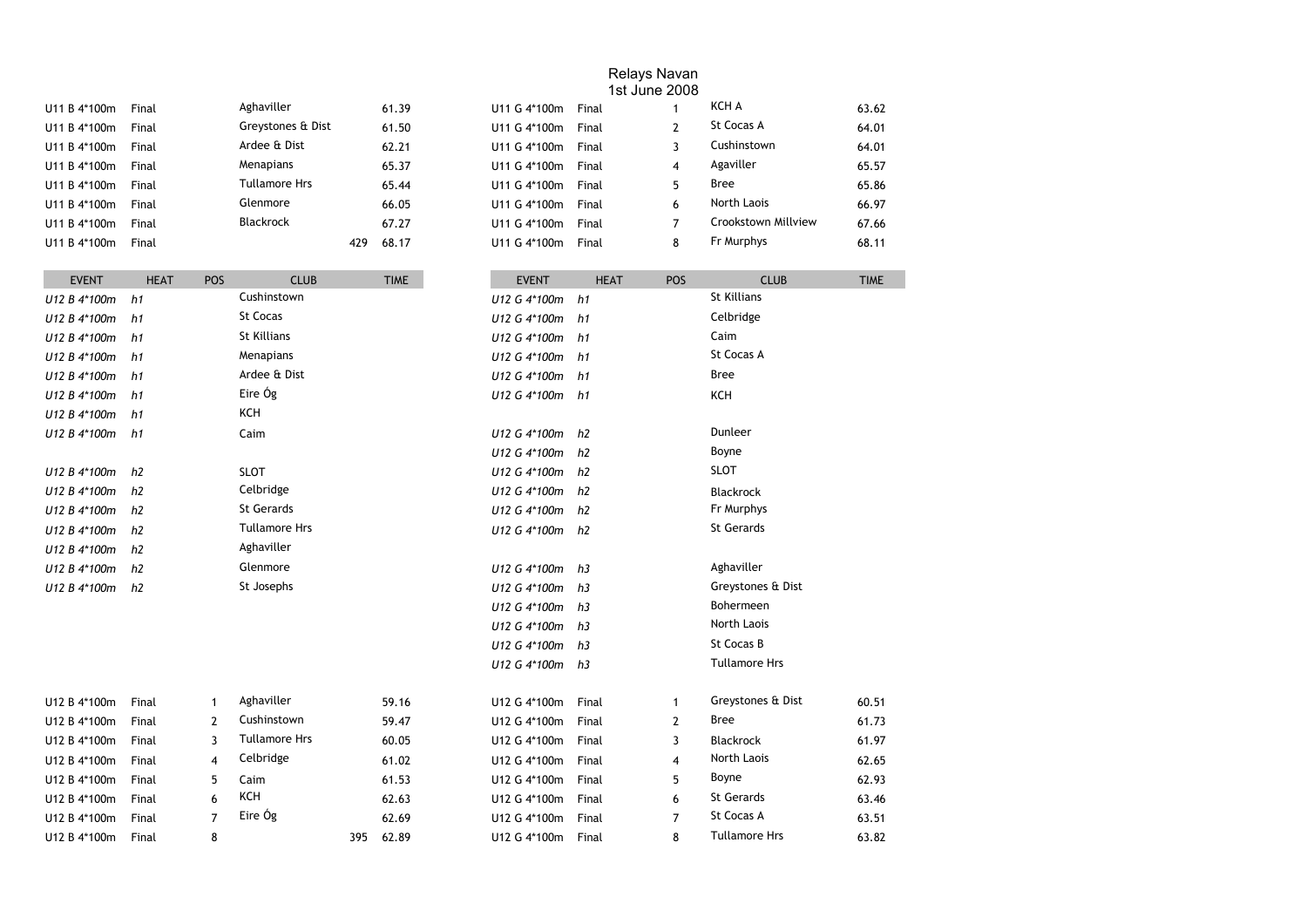# Relays Navan
1st June 2008

| EVENT | HEAT | POS | CLUB | | TIME |
|---|---|---|---|---|---|
| U11 B 4*100m | Final | | Aghaviller | | 61.39 |
| U11 B 4*100m | Final | | Greystones & Dist | | 61.50 |
| U11 B 4*100m | Final | | Ardee & Dist | | 62.21 |
| U11 B 4*100m | Final | | Menapians | | 65.37 |
| U11 B 4*100m | Final | | Tullamore Hrs | | 65.44 |
| U11 B 4*100m | Final | | Glenmore | | 66.05 |
| U11 B 4*100m | Final | | Blackrock | | 67.27 |
| U11 B 4*100m | Final | | | 429 | 68.17 |

| EVENT | HEAT | POS | CLUB | TIME |
|---|---|---|---|---|
| U11 G 4*100m | Final | 1 | KCH A | 63.62 |
| U11 G 4*100m | Final | 2 | St Cocas A | 64.01 |
| U11 G 4*100m | Final | 3 | Cushinstown | 64.01 |
| U11 G 4*100m | Final | 4 | Agaviller | 65.57 |
| U11 G 4*100m | Final | 5 | Bree | 65.86 |
| U11 G 4*100m | Final | 6 | North Laois | 66.97 |
| U11 G 4*100m | Final | 7 | Crookstown Millview | 67.66 |
| U11 G 4*100m | Final | 8 | Fr Murphys | 68.11 |

| EVENT | HEAT | POS | CLUB | TIME |
|---|---|---|---|---|
| *U12 B 4*100m* | *h1* | | Cushinstown | |
| *U12 B 4*100m* | *h1* | | St Cocas | |
| *U12 B 4*100m* | *h1* | | St Killians | |
| *U12 B 4*100m* | *h1* | | Menapians | |
| *U12 B 4*100m* | *h1* | | Ardee & Dist | |
| *U12 B 4*100m* | *h1* | | Eire Óg | |
| *U12 B 4*100m* | *h1* | | KCH | |
| *U12 B 4*100m* | *h1* | | Caim | |
| *U12 B 4*100m* | *h2* | | SLOT | |
| *U12 B 4*100m* | *h2* | | Celbridge | |
| *U12 B 4*100m* | *h2* | | St Gerards | |
| *U12 B 4*100m* | *h2* | | Tullamore Hrs | |
| *U12 B 4*100m* | *h2* | | Aghaviller | |
| *U12 B 4*100m* | *h2* | | Glenmore | |
| *U12 B 4*100m* | *h2* | | St Josephs | |

| EVENT | HEAT | POS | CLUB | TIME |
|---|---|---|---|---|
| *U12 G 4*100m* | *h1* | | St Killians | |
| *U12 G 4*100m* | *h1* | | Celbridge | |
| *U12 G 4*100m* | *h1* | | Caim | |
| *U12 G 4*100m* | *h1* | | St Cocas A | |
| *U12 G 4*100m* | *h1* | | Bree | |
| *U12 G 4*100m* | *h1* | | KCH | |
| *U12 G 4*100m* | *h2* | | Dunleer | |
| *U12 G 4*100m* | *h2* | | Boyne | |
| *U12 G 4*100m* | *h2* | | SLOT | |
| *U12 G 4*100m* | *h2* | | Blackrock | |
| *U12 G 4*100m* | *h2* | | Fr Murphys | |
| *U12 G 4*100m* | *h2* | | St Gerards | |
| *U12 G 4*100m* | *h3* | | Aghaviller | |
| *U12 G 4*100m* | *h3* | | Greystones & Dist | |
| *U12 G 4*100m* | *h3* | | Bohermeen | |
| *U12 G 4*100m* | *h3* | | North Laois | |
| *U12 G 4*100m* | *h3* | | St Cocas B | |
| *U12 G 4*100m* | *h3* | | Tullamore Hrs | |

| EVENT | HEAT | POS | CLUB | | TIME |
|---|---|---|---|---|---|
| U12 B 4*100m | Final | 1 | Aghaviller | | 59.16 |
| U12 B 4*100m | Final | 2 | Cushinstown | | 59.47 |
| U12 B 4*100m | Final | 3 | Tullamore Hrs | | 60.05 |
| U12 B 4*100m | Final | 4 | Celbridge | | 61.02 |
| U12 B 4*100m | Final | 5 | Caim | | 61.53 |
| U12 B 4*100m | Final | 6 | KCH | | 62.63 |
| U12 B 4*100m | Final | 7 | Eire Óg | | 62.69 |
| U12 B 4*100m | Final | 8 | | 395 | 62.89 |

| EVENT | HEAT | POS | CLUB | TIME |
|---|---|---|---|---|
| U12 G 4*100m | Final | 1 | Greystones & Dist | 60.51 |
| U12 G 4*100m | Final | 2 | Bree | 61.73 |
| U12 G 4*100m | Final | 3 | Blackrock | 61.97 |
| U12 G 4*100m | Final | 4 | North Laois | 62.65 |
| U12 G 4*100m | Final | 5 | Boyne | 62.93 |
| U12 G 4*100m | Final | 6 | St Gerards | 63.46 |
| U12 G 4*100m | Final | 7 | St Cocas A | 63.51 |
| U12 G 4*100m | Final | 8 | Tullamore Hrs | 63.82 |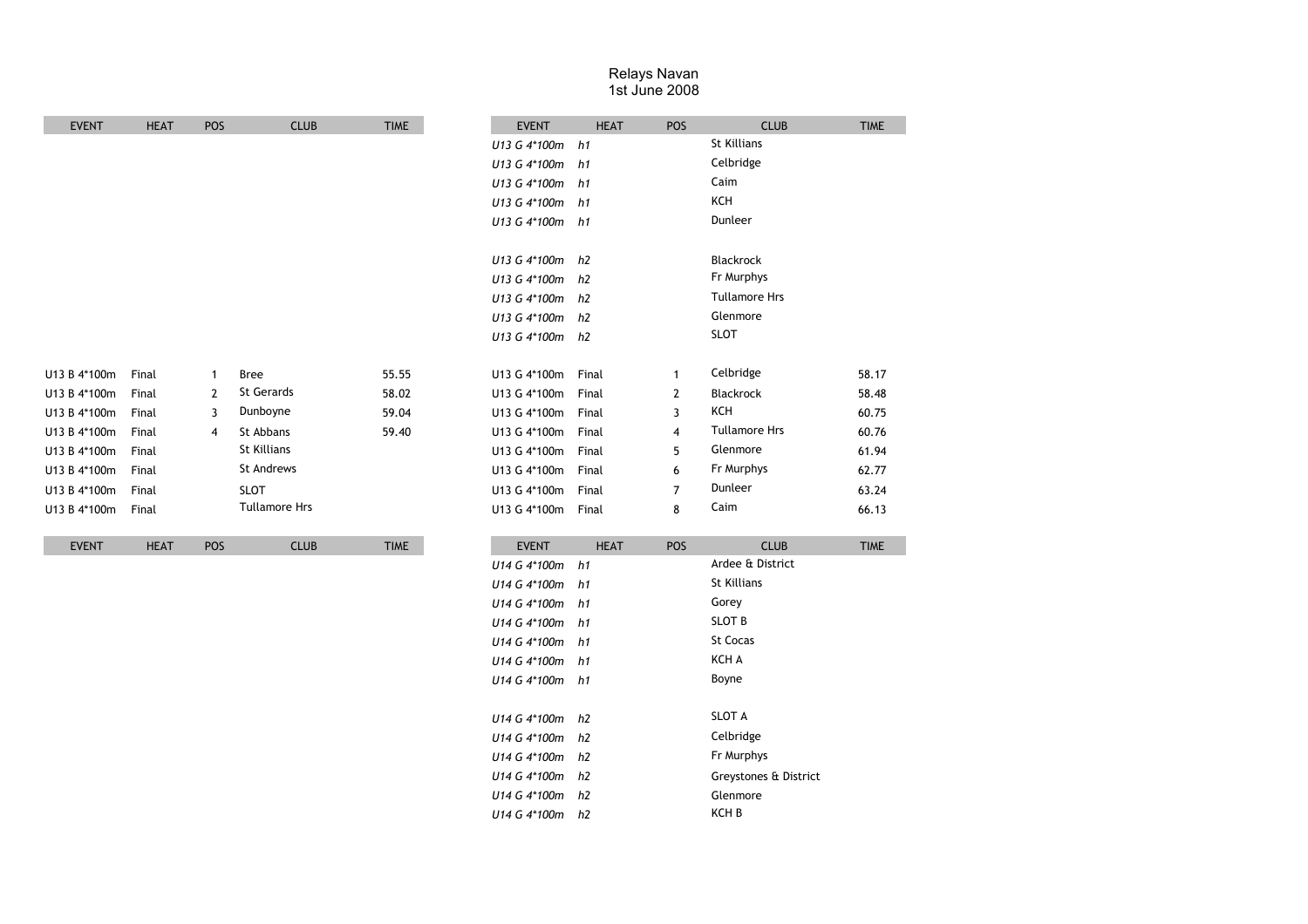# Relays Navan
1st June 2008

| EVENT | HEAT | POS | CLUB | TIME |
|---|---|---|---|---|
| U13 B 4*100m | Final | 1 | Bree | 55.55 |
| U13 B 4*100m | Final | 2 | St Gerards | 58.02 |
| U13 B 4*100m | Final | 3 | Dunboyne | 59.04 |
| U13 B 4*100m | Final | 4 | St Abbans | 59.40 |
| U13 B 4*100m | Final | | St Killians | |
| U13 B 4*100m | Final | | St Andrews | |
| U13 B 4*100m | Final | | SLOT | |
| U13 B 4*100m | Final | | Tullamore Hrs | |

| EVENT | HEAT | POS | CLUB | TIME |
|---|---|---|---|---|
| *U13 G 4*100m* | *h1* | | St Killians | |
| *U13 G 4*100m* | *h1* | | Celbridge | |
| *U13 G 4*100m* | *h1* | | Caim | |
| *U13 G 4*100m* | *h1* | | KCH | |
| *U13 G 4*100m* | *h1* | | Dunleer | |
| | | | | |
| *U13 G 4*100m* | *h2* | | Blackrock | |
| *U13 G 4*100m* | *h2* | | Fr Murphys | |
| *U13 G 4*100m* | *h2* | | Tullamore Hrs | |
| *U13 G 4*100m* | *h2* | | Glenmore | |
| *U13 G 4*100m* | *h2* | | SLOT | |
| | | | | |
| U13 G 4*100m | Final | 1 | Celbridge | 58.17 |
| U13 G 4*100m | Final | 2 | Blackrock | 58.48 |
| U13 G 4*100m | Final | 3 | KCH | 60.75 |
| U13 G 4*100m | Final | 4 | Tullamore Hrs | 60.76 |
| U13 G 4*100m | Final | 5 | Glenmore | 61.94 |
| U13 G 4*100m | Final | 6 | Fr Murphys | 62.77 |
| U13 G 4*100m | Final | 7 | Dunleer | 63.24 |
| U13 G 4*100m | Final | 8 | Caim | 66.13 |

| EVENT | HEAT | POS | CLUB | TIME |
|---|---|---|---|---|

| EVENT | HEAT | POS | CLUB | TIME |
|---|---|---|---|---|
| *U14 G 4*100m* | *h1* | | Ardee & District | |
| *U14 G 4*100m* | *h1* | | St Killians | |
| *U14 G 4*100m* | *h1* | | Gorey | |
| *U14 G 4*100m* | *h1* | | SLOT B | |
| *U14 G 4*100m* | *h1* | | St Cocas | |
| *U14 G 4*100m* | *h1* | | KCH A | |
| *U14 G 4*100m* | *h1* | | Boyne | |
| | | | | |
| *U14 G 4*100m* | *h2* | | SLOT A | |
| *U14 G 4*100m* | *h2* | | Celbridge | |
| *U14 G 4*100m* | *h2* | | Fr Murphys | |
| *U14 G 4*100m* | *h2* | | Greystones & District | |
| *U14 G 4*100m* | *h2* | | Glenmore | |
| *U14 G 4*100m* | *h2* | | KCH B | |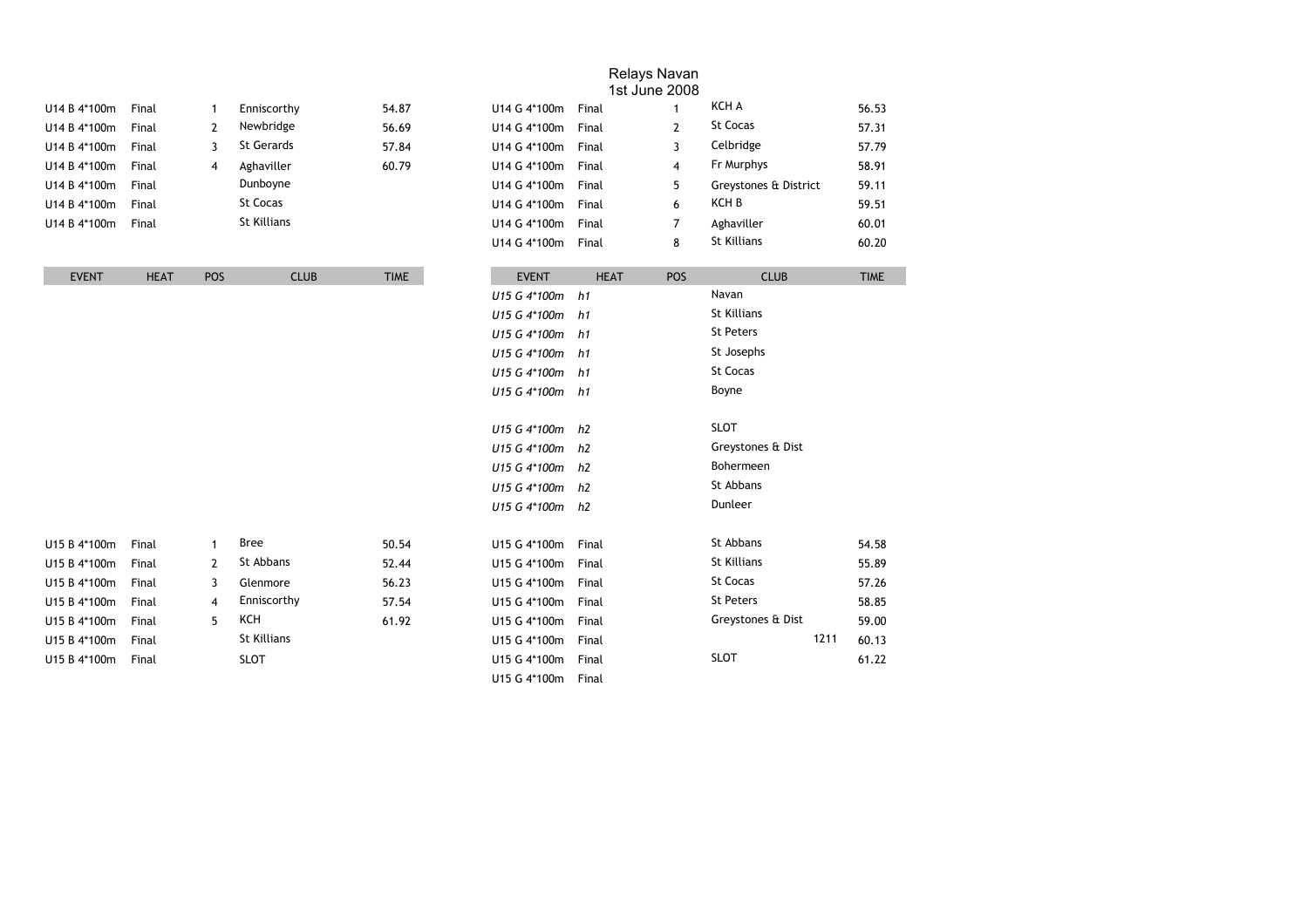# Relays Navan
## 1st June 2008

| EVENT | HEAT | POS | CLUB | TIME |
|---|---|---|---|---|
| U14 B 4*100m | Final | 1 | Enniscorthy | 54.87 |
| U14 B 4*100m | Final | 2 | Newbridge | 56.69 |
| U14 B 4*100m | Final | 3 | St Gerards | 57.84 |
| U14 B 4*100m | Final | 4 | Aghaviller | 60.79 |
| U14 B 4*100m | Final | | Dunboyne | |
| U14 B 4*100m | Final | | St Cocas | |
| U14 B 4*100m | Final | | St Killians | |

| EVENT | HEAT | POS | CLUB | TIME |
|---|---|---|---|---|
| U14 G 4*100m | Final | 1 | KCH A | 56.53 |
| U14 G 4*100m | Final | 2 | St Cocas | 57.31 |
| U14 G 4*100m | Final | 3 | Celbridge | 57.79 |
| U14 G 4*100m | Final | 4 | Fr Murphys | 58.91 |
| U14 G 4*100m | Final | 5 | Greystones & District | 59.11 |
| U14 G 4*100m | Final | 6 | KCH B | 59.51 |
| U14 G 4*100m | Final | 7 | Aghaviller | 60.01 |
| U14 G 4*100m | Final | 8 | St Killians | 60.20 |

| EVENT | HEAT | POS | CLUB | TIME |
|---|---|---|---|---|
| *U15 G 4*100m* | *h1* | | Navan | |
| *U15 G 4*100m* | *h1* | | St Killians | |
| *U15 G 4*100m* | *h1* | | St Peters | |
| *U15 G 4*100m* | *h1* | | St Josephs | |
| *U15 G 4*100m* | *h1* | | St Cocas | |
| *U15 G 4*100m* | *h1* | | Boyne | |
| *U15 G 4*100m* | *h2* | | SLOT | |
| *U15 G 4*100m* | *h2* | | Greystones & Dist | |
| *U15 G 4*100m* | *h2* | | Bohermeen | |
| *U15 G 4*100m* | *h2* | | St Abbans | |
| *U15 G 4*100m* | *h2* | | Dunleer | |

| EVENT | HEAT | POS | CLUB | TIME |
|---|---|---|---|---|
| U15 B 4*100m | Final | 1 | Bree | 50.54 |
| U15 B 4*100m | Final | 2 | St Abbans | 52.44 |
| U15 B 4*100m | Final | 3 | Glenmore | 56.23 |
| U15 B 4*100m | Final | 4 | Enniscorthy | 57.54 |
| U15 B 4*100m | Final | 5 | KCH | 61.92 |
| U15 B 4*100m | Final | | St Killians | |
| U15 B 4*100m | Final | | SLOT | |

| EVENT | HEAT | POS | CLUB | TIME |
|---|---|---|---|---|
| U15 G 4*100m | Final | | St Abbans | 54.58 |
| U15 G 4*100m | Final | | St Killians | 55.89 |
| U15 G 4*100m | Final | | St Cocas | 57.26 |
| U15 G 4*100m | Final | | St Peters | 58.85 |
| U15 G 4*100m | Final | | Greystones & Dist | 59.00 |
| U15 G 4*100m | Final | | 1211 | 60.13 |
| U15 G 4*100m | Final | | SLOT | 61.22 |
| U15 G 4*100m | Final | | | |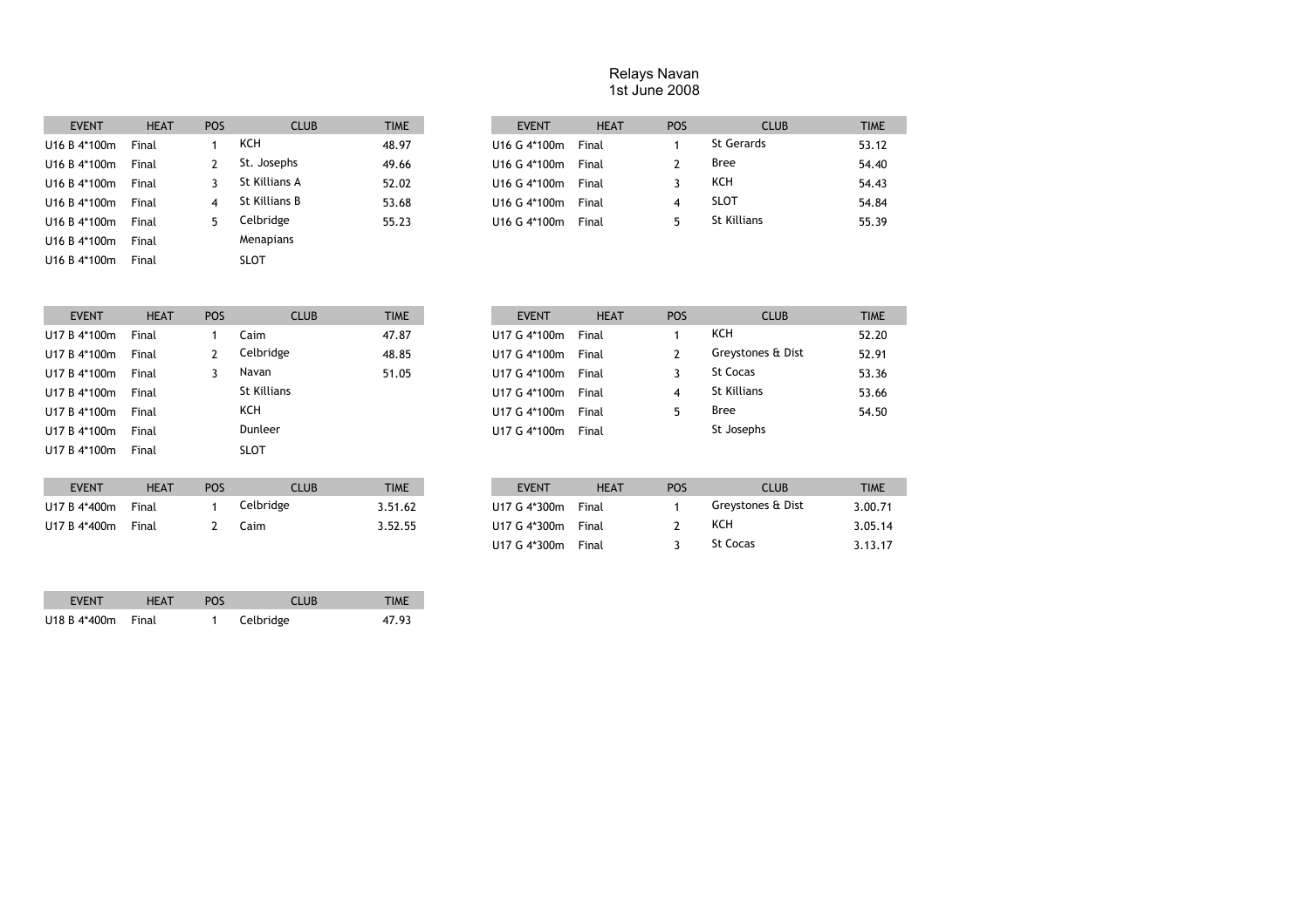# Relays Navan
1st June 2008

| EVENT | HEAT | POS | CLUB | TIME |
|---|---|---|---|---|
| U16 B 4*100m | Final | 1 | KCH | 48.97 |
| U16 B 4*100m | Final | 2 | St. Josephs | 49.66 |
| U16 B 4*100m | Final | 3 | St Killians A | 52.02 |
| U16 B 4*100m | Final | 4 | St Killians B | 53.68 |
| U16 B 4*100m | Final | 5 | Celbridge | 55.23 |
| U16 B 4*100m | Final | | Menapians | |
| U16 B 4*100m | Final | | SLOT | |

| EVENT | HEAT | POS | CLUB | TIME |
|---|---|---|---|---|
| U16 G 4*100m | Final | 1 | St Gerards | 53.12 |
| U16 G 4*100m | Final | 2 | Bree | 54.40 |
| U16 G 4*100m | Final | 3 | KCH | 54.43 |
| U16 G 4*100m | Final | 4 | SLOT | 54.84 |
| U16 G 4*100m | Final | 5 | St Killians | 55.39 |

| EVENT | HEAT | POS | CLUB | TIME |
|---|---|---|---|---|
| U17 B 4*100m | Final | 1 | Caim | 47.87 |
| U17 B 4*100m | Final | 2 | Celbridge | 48.85 |
| U17 B 4*100m | Final | 3 | Navan | 51.05 |
| U17 B 4*100m | Final | | St Killians | |
| U17 B 4*100m | Final | | KCH | |
| U17 B 4*100m | Final | | Dunleer | |
| U17 B 4*100m | Final | | SLOT | |

| EVENT | HEAT | POS | CLUB | TIME |
|---|---|---|---|---|
| U17 G 4*100m | Final | 1 | KCH | 52.20 |
| U17 G 4*100m | Final | 2 | Greystones & Dist | 52.91 |
| U17 G 4*100m | Final | 3 | St Cocas | 53.36 |
| U17 G 4*100m | Final | 4 | St Killians | 53.66 |
| U17 G 4*100m | Final | 5 | Bree | 54.50 |
| U17 G 4*100m | Final | | St Josephs | |

| EVENT | HEAT | POS | CLUB | TIME |
|---|---|---|---|---|
| U17 B 4*400m | Final | 1 | Celbridge | 3.51.62 |
| U17 B 4*400m | Final | 2 | Caim | 3.52.55 |

| EVENT | HEAT | POS | CLUB | TIME |
|---|---|---|---|---|
| U17 G 4*300m | Final | 1 | Greystones & Dist | 3.00.71 |
| U17 G 4*300m | Final | 2 | KCH | 3.05.14 |
| U17 G 4*300m | Final | 3 | St Cocas | 3.13.17 |

| EVENT | HEAT | POS | CLUB | TIME |
|---|---|---|---|---|
| U18 B 4*400m | Final | 1 | Celbridge | 47.93 |